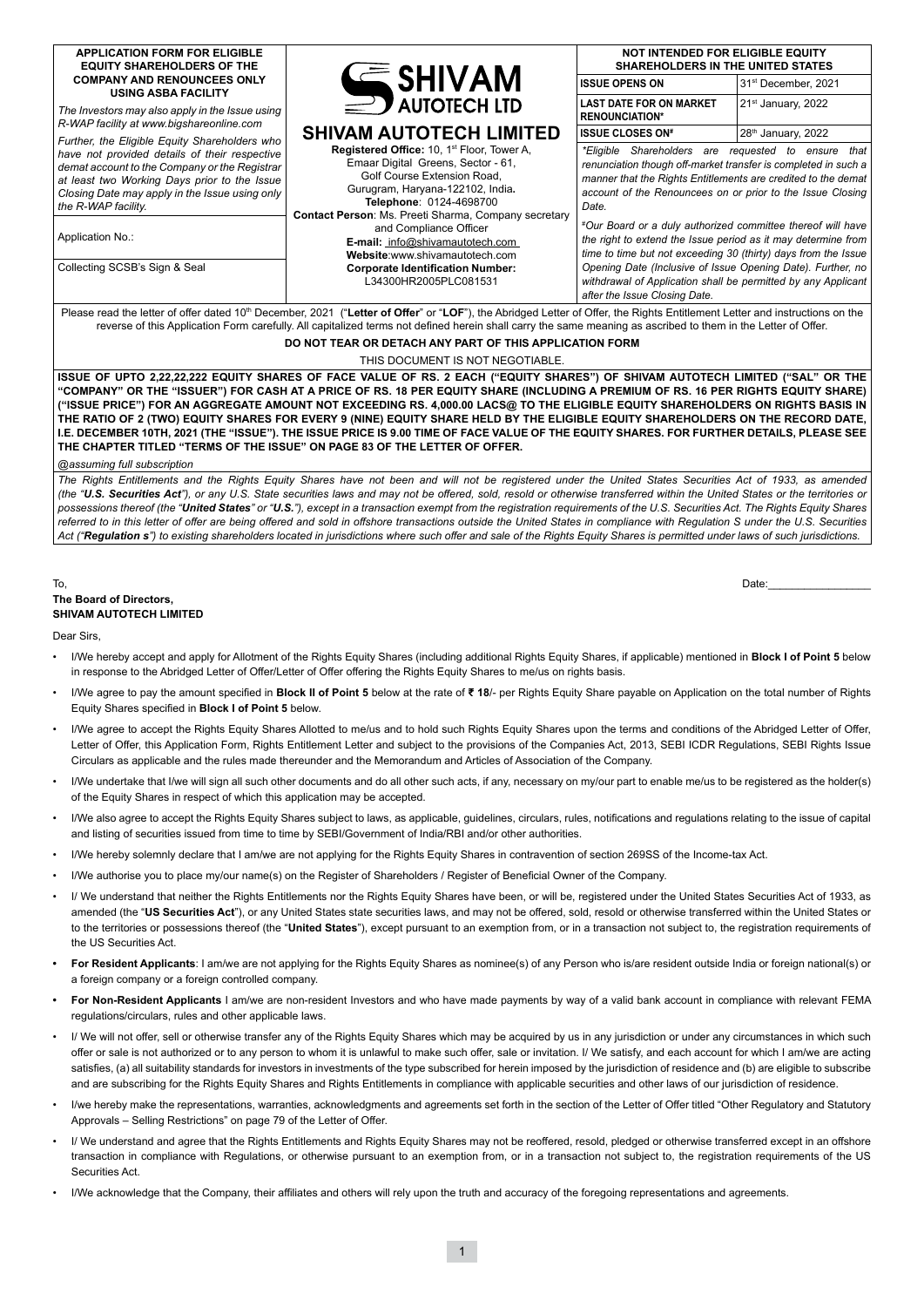**APPLICATION FORM FOR ELIGIBLE EQUITY SHAREHOLDERS OF THE COMPANY AND RENOUNCEES ONLY USING ASBA FACILITY**

*The Investors may also apply in the Issue using R-WAP facility at www.bigshareonline.com*

*Further, the Eligible Equity Shareholders who have not provided details of their respective demat account to the Company or the Registrar at least two Working Days prior to the Issue Closing Date may apply in the Issue using only the R-WAP facility.*

Application No.:

Collecting SCSB's Sign & Seal

# SHIVAM AUTOTECH LIMITED

**Registered Office:** 10, 1st Floor, Tower A, Emaar Digital Greens, Sector - 61, Golf Course Extension Road, Gurugram, Haryana-122102, India.
**Telephone**: 0124-4698700
**Contact Person**: Ms. Preeti Sharma, Company secretary and Compliance Officer
**E-mail:** info@shivamautotech.com
**Website**:www.shivamautotech.com
**Corporate Identification Number:** L34300HR2005PLC081531

**NOT INTENDED FOR ELIGIBLE EQUITY SHAREHOLDERS IN THE UNITED STATES**

| | |
|---|---|
| **ISSUE OPENS ON** | 31st December, 2021 |
| **LAST DATE FOR ON MARKET RENOUNCIATION*** | 21st January, 2022 |
| **ISSUE CLOSES ON#** | 28th January, 2022 |

*\*Eligible Shareholders are requested to ensure that renunciation though off-market transfer is completed in such a manner that the Rights Entitlements are credited to the demat account of the Renouncees on or prior to the Issue Closing Date.*

*#Our Board or a duly authorized committee thereof will have the right to extend the Issue period as it may determine from time to time but not exceeding 30 (thirty) days from the Issue Opening Date (Inclusive of Issue Opening Date). Further, no withdrawal of Application shall be permitted by any Applicant after the Issue Closing Date.*

Please read the letter of offer dated 10th December, 2021 ("**Letter of Offer**" or "**LOF**"), the Abridged Letter of Offer, the Rights Entitlement Letter and instructions on the reverse of this Application Form carefully. All capitalized terms not defined herein shall carry the same meaning as ascribed to them in the Letter of Offer.

**DO NOT TEAR OR DETACH ANY PART OF THIS APPLICATION FORM**

THIS DOCUMENT IS NOT NEGOTIABLE.

**ISSUE OF UPTO 2,22,22,222 EQUITY SHARES OF FACE VALUE OF RS. 2 EACH ("EQUITY SHARES") OF SHIVAM AUTOTECH LIMITED ("SAL" OR THE "COMPANY" OR THE "ISSUER") FOR CASH AT A PRICE OF RS. 18 PER EQUITY SHARE (INCLUDING A PREMIUM OF RS. 16 PER RIGHTS EQUITY SHARE) ("ISSUE PRICE") FOR AN AGGREGATE AMOUNT NOT EXCEEDING RS. 4,000.00 LACS@ TO THE ELIGIBLE EQUITY SHAREHOLDERS ON RIGHTS BASIS IN THE RATIO OF 2 (TWO) EQUITY SHARES FOR EVERY 9 (NINE) EQUITY SHARE HELD BY THE ELIGIBLE EQUITY SHAREHOLDERS ON THE RECORD DATE, I.E. DECEMBER 10TH, 2021 (THE "ISSUE"). THE ISSUE PRICE IS 9.00 TIME OF FACE VALUE OF THE EQUITY SHARES. FOR FURTHER DETAILS, PLEASE SEE THE CHAPTER TITLED "TERMS OF THE ISSUE" ON PAGE 83 OF THE LETTER OF OFFER.**

*@assuming full subscription*

*The Rights Entitlements and the Rights Equity Shares have not been and will not be registered under the United States Securities Act of 1933, as amended (the "**U.S. Securities Act**"), or any U.S. State securities laws and may not be offered, sold, resold or otherwise transferred within the United States or the territories or possessions thereof (the "**United States**" or "**U.S.**"), except in a transaction exempt from the registration requirements of the U.S. Securities Act. The Rights Equity Shares referred to in this letter of offer are being offered and sold in offshore transactions outside the United States in compliance with Regulation S under the U.S. Securities Act ("**Regulation s**") to existing shareholders located in jurisdictions where such offer and sale of the Rights Equity Shares is permitted under laws of such jurisdictions.*

To,
**The Board of Directors,**
**SHIVAM AUTOTECH LIMITED**

Date:_________________

Dear Sirs,

- I/We hereby accept and apply for Allotment of the Rights Equity Shares (including additional Rights Equity Shares, if applicable) mentioned in **Block I of Point 5** below in response to the Abridged Letter of Offer/Letter of Offer offering the Rights Equity Shares to me/us on rights basis.
- I/We agree to pay the amount specified in **Block II of Point 5** below at the rate of **₹ 18**/- per Rights Equity Share payable on Application on the total number of Rights Equity Shares specified in **Block I of Point 5** below.
- I/We agree to accept the Rights Equity Shares Allotted to me/us and to hold such Rights Equity Shares upon the terms and conditions of the Abridged Letter of Offer, Letter of Offer, this Application Form, Rights Entitlement Letter and subject to the provisions of the Companies Act, 2013, SEBI ICDR Regulations, SEBI Rights Issue Circulars as applicable and the rules made thereunder and the Memorandum and Articles of Association of the Company.
- I/We undertake that I/we will sign all such other documents and do all other such acts, if any, necessary on my/our part to enable me/us to be registered as the holder(s) of the Equity Shares in respect of which this application may be accepted.
- I/We also agree to accept the Rights Equity Shares subject to laws, as applicable, guidelines, circulars, rules, notifications and regulations relating to the issue of capital and listing of securities issued from time to time by SEBI/Government of India/RBI and/or other authorities.
- I/We hereby solemnly declare that I am/we are not applying for the Rights Equity Shares in contravention of section 269SS of the Income-tax Act.
- I/We authorise you to place my/our name(s) on the Register of Shareholders / Register of Beneficial Owner of the Company.
- I/ We understand that neither the Rights Entitlements nor the Rights Equity Shares have been, or will be, registered under the United States Securities Act of 1933, as amended (the "**US Securities Act**"), or any United States state securities laws, and may not be offered, sold, resold or otherwise transferred within the United States or to the territories or possessions thereof (the "**United States**"), except pursuant to an exemption from, or in a transaction not subject to, the registration requirements of the US Securities Act.
- **For Resident Applicants**: I am/we are not applying for the Rights Equity Shares as nominee(s) of any Person who is/are resident outside India or foreign national(s) or a foreign company or a foreign controlled company.
- **For Non-Resident Applicants** I am/we are non-resident Investors and who have made payments by way of a valid bank account in compliance with relevant FEMA regulations/circulars, rules and other applicable laws.
- I/ We will not offer, sell or otherwise transfer any of the Rights Equity Shares which may be acquired by us in any jurisdiction or under any circumstances in which such offer or sale is not authorized or to any person to whom it is unlawful to make such offer, sale or invitation. I/ We satisfy, and each account for which I am/we are acting satisfies, (a) all suitability standards for investors in investments of the type subscribed for herein imposed by the jurisdiction of residence and (b) are eligible to subscribe and are subscribing for the Rights Equity Shares and Rights Entitlements in compliance with applicable securities and other laws of our jurisdiction of residence.
- I/we hereby make the representations, warranties, acknowledgments and agreements set forth in the section of the Letter of Offer titled "Other Regulatory and Statutory Approvals – Selling Restrictions" on page 79 of the Letter of Offer.
- I/ We understand and agree that the Rights Entitlements and Rights Equity Shares may not be reoffered, resold, pledged or otherwise transferred except in an offshore transaction in compliance with Regulations, or otherwise pursuant to an exemption from, or in a transaction not subject to, the registration requirements of the US Securities Act.
- I/We acknowledge that the Company, their affiliates and others will rely upon the truth and accuracy of the foregoing representations and agreements.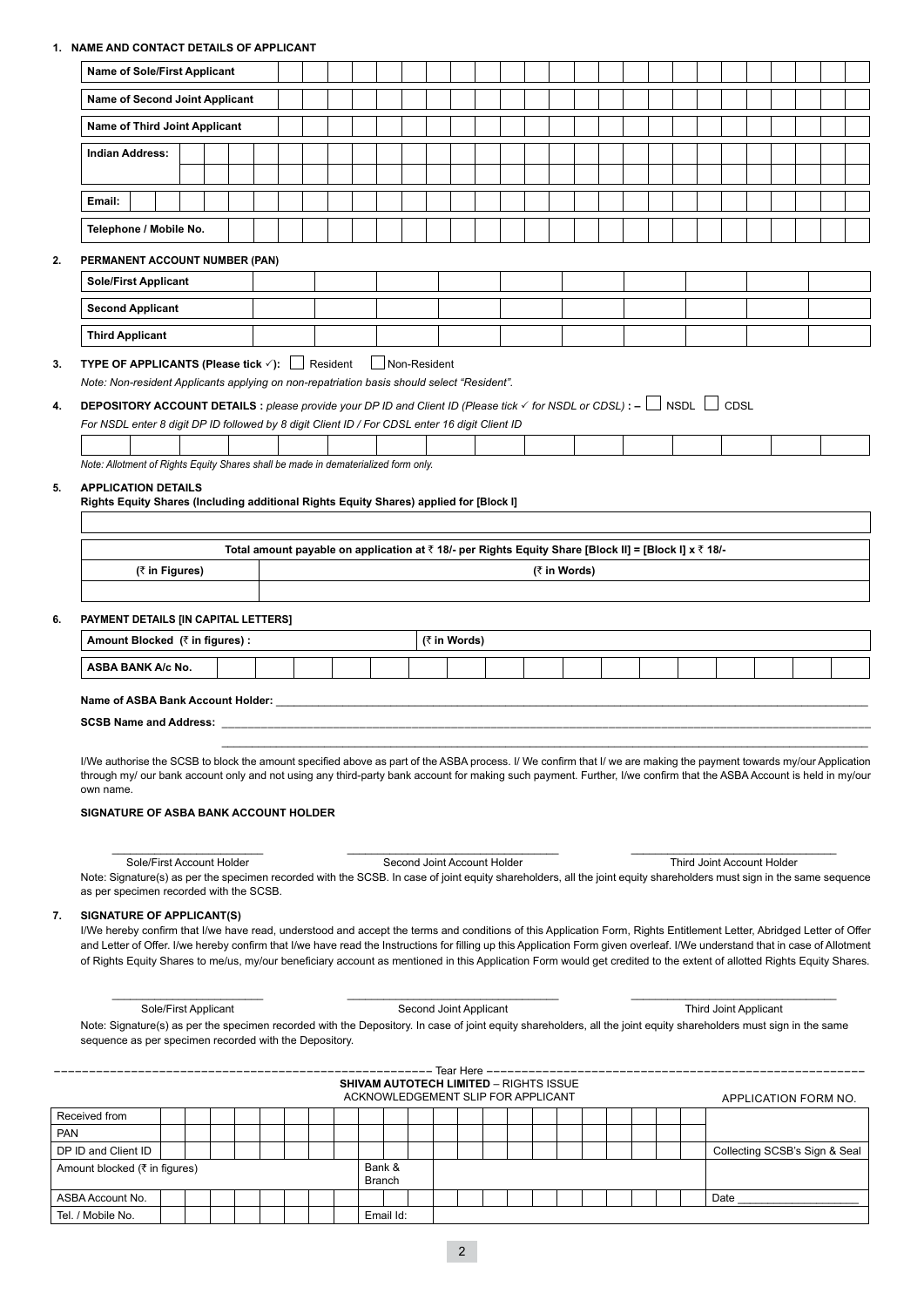1. **NAME AND CONTACT DETAILS OF APPLICANT**

| Name of Sole/First Applicant | |
|---|---|
| Name of Second Joint Applicant | |
| Name of Third Joint Applicant | |
| Indian Address: | |
| | |
| Email: | |
| Telephone / Mobile No. | |

2. **PERMANENT ACCOUNT NUMBER (PAN)**

| Sole/First Applicant | |
|---|---|
| Second Applicant | |
| Third Applicant | |

3. **TYPE OF APPLICANTS (Please tick ✓):** ☐ Resident ☐ Non-Resident

*Note: Non-resident Applicants applying on non-repatriation basis should select "Resident".*

4. **DEPOSITORY ACCOUNT DETAILS :** *please provide your DP ID and Client ID (Please tick ✓ for NSDL or CDSL)* **: –** ☐ NSDL ☐ CDSL

*For NSDL enter 8 digit DP ID followed by 8 digit Client ID / For CDSL enter 16 digit Client ID*

| |
|---|

*Note: Allotment of Rights Equity Shares shall be made in dematerialized form only.*

5. **APPLICATION DETAILS**

**Rights Equity Shares (Including additional Rights Equity Shares) applied for [Block I]**

| |
|---|

| Total amount payable on application at ₹ 18/- per Rights Equity Share [Block II] = [Block I] x ₹ 18/- | |
|---|---|
| (₹ in Figures) | (₹ in Words) |
| | |

6. **PAYMENT DETAILS [IN CAPITAL LETTERS]**

| Amount Blocked (₹ in figures) : | (₹ in Words) |
|---|---|
| ASBA BANK A/c No. | |

**Name of ASBA Bank Account Holder:** ____________________

**SCSB Name and Address:** ____________________

I/We authorise the SCSB to block the amount specified above as part of the ASBA process. I/ We confirm that I/ we are making the payment towards my/our Application through my/ our bank account only and not using any third-party bank account for making such payment. Further, I/we confirm that the ASBA Account is held in my/our own name.

**SIGNATURE OF ASBA BANK ACCOUNT HOLDER**

| ____________________ | ____________________ | ____________________ |
|---|---|---|
| Sole/First Account Holder | Second Joint Account Holder | Third Joint Account Holder |

Note: Signature(s) as per the specimen recorded with the SCSB. In case of joint equity shareholders, all the joint equity shareholders must sign in the same sequence as per specimen recorded with the SCSB.

7. **SIGNATURE OF APPLICANT(S)**

I/We hereby confirm that I/we have read, understood and accept the terms and conditions of this Application Form, Rights Entitlement Letter, Abridged Letter of Offer and Letter of Offer. I/we hereby confirm that I/we have read the Instructions for filling up this Application Form given overleaf. I/We understand that in case of Allotment of Rights Equity Shares to me/us, my/our beneficiary account as mentioned in this Application Form would get credited to the extent of allotted Rights Equity Shares.

| ____________________ | ____________________ | ____________________ |
|---|---|---|
| Sole/First Applicant | Second Joint Applicant | Third Joint Applicant |

Note: Signature(s) as per the specimen recorded with the Depository. In case of joint equity shareholders, all the joint equity shareholders must sign in the same sequence as per specimen recorded with the Depository.

- - - - - - - - - - - - - - - - - - - - Tear Here - - - - - - - - - - - - - - - - - - - -

**SHIVAM AUTOTECH LIMITED** – RIGHTS ISSUE
ACKNOWLEDGEMENT SLIP FOR APPLICANT

APPLICATION FORM NO.

| Received from | | | |
|---|---|---|---|
| PAN | | | |
| DP ID and Client ID | | | Collecting SCSB's Sign & Seal |
| Amount blocked (₹ in figures) | Bank & Branch | | |
| ASBA Account No. | | | Date ____________ |
| Tel. / Mobile No. | Email Id: | | |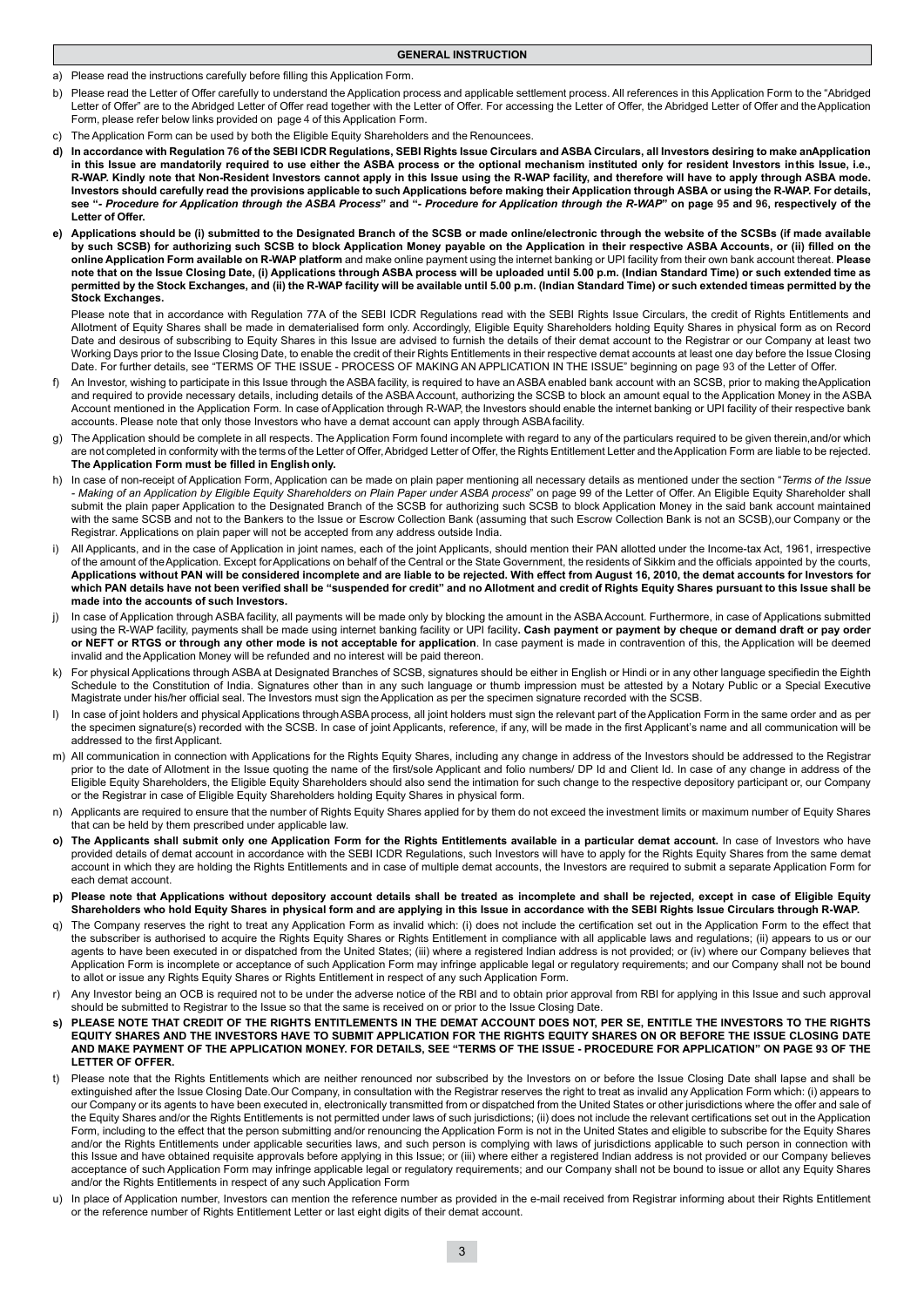## GENERAL INSTRUCTION

a) Please read the instructions carefully before filling this Application Form.

b) Please read the Letter of Offer carefully to understand the Application process and applicable settlement process. All references in this Application Form to the "Abridged Letter of Offer" are to the Abridged Letter of Offer read together with the Letter of Offer. For accessing the Letter of Offer, the Abridged Letter of Offer and the Application Form, please refer below links provided on page 4 of this Application Form.

c) The Application Form can be used by both the Eligible Equity Shareholders and the Renouncees.

d) **In accordance with Regulation 76 of the SEBI ICDR Regulations, SEBI Rights Issue Circulars and ASBA Circulars, all Investors desiring to make anApplication in this Issue are mandatorily required to use either the ASBA process or the optional mechanism instituted only for resident Investors inthis Issue, i.e., R-WAP. Kindly note that Non-Resident Investors cannot apply in this Issue using the R-WAP facility, and therefore will have to apply through ASBA mode. Investors should carefully read the provisions applicable to such Applications before making their Application through ASBA or using the R-WAP. For details, see "*- Procedure for Application through the ASBA Process*" and "*- Procedure for Application through the R-WAP*" on page 95 and 96, respectively of the Letter of Offer.**

e) **Applications should be (i) submitted to the Designated Branch of the SCSB or made online/electronic through the website of the SCSBs (if made available by such SCSB) for authorizing such SCSB to block Application Money payable on the Application in their respective ASBA Accounts, or (ii) filled on the online Application Form available on R-WAP platform** and make online payment using the internet banking or UPI facility from their own bank account thereat. **Please note that on the Issue Closing Date, (i) Applications through ASBA process will be uploaded until 5.00 p.m. (Indian Standard Time) or such extended time as permitted by the Stock Exchanges, and (ii) the R-WAP facility will be available until 5.00 p.m. (Indian Standard Time) or such extended timeas permitted by the Stock Exchanges.**

   Please note that in accordance with Regulation 77A of the SEBI ICDR Regulations read with the SEBI Rights Issue Circulars, the credit of Rights Entitlements and Allotment of Equity Shares shall be made in dematerialised form only. Accordingly, Eligible Equity Shareholders holding Equity Shares in physical form as on Record Date and desirous of subscribing to Equity Shares in this Issue are advised to furnish the details of their demat account to the Registrar or our Company at least two Working Days prior to the Issue Closing Date, to enable the credit of their Rights Entitlements in their respective demat accounts at least one day before the Issue Closing Date. For further details, see "TERMS OF THE ISSUE - PROCESS OF MAKING AN APPLICATION IN THE ISSUE" beginning on page 93 of the Letter of Offer.

f) An Investor, wishing to participate in this Issue through the ASBA facility, is required to have an ASBA enabled bank account with an SCSB, prior to making the Application and required to provide necessary details, including details of the ASBA Account, authorizing the SCSB to block an amount equal to the Application Money in the ASBA Account mentioned in the Application Form. In case of Application through R-WAP, the Investors should enable the internet banking or UPI facility of their respective bank accounts. Please note that only those Investors who have a demat account can apply through ASBA facility.

g) The Application should be complete in all respects. The Application Form found incomplete with regard to any of the particulars required to be given therein,and/or which are not completed in conformity with the terms of the Letter of Offer, Abridged Letter of Offer, the Rights Entitlement Letter and the Application Form are liable to be rejected. **The Application Form must be filled in English only.**

h) In case of non-receipt of Application Form, Application can be made on plain paper mentioning all necessary details as mentioned under the section "*Terms of the Issue - Making of an Application by Eligible Equity Shareholders on Plain Paper under ASBA process*" on page 99 of the Letter of Offer. An Eligible Equity Shareholder shall submit the plain paper Application to the Designated Branch of the SCSB for authorizing such SCSB to block Application Money in the said bank account maintained with the same SCSB and not to the Bankers to the Issue or Escrow Collection Bank (assuming that such Escrow Collection Bank is not an SCSB),our Company or the Registrar. Applications on plain paper will not be accepted from any address outside India.

i) All Applicants, and in the case of Application in joint names, each of the joint Applicants, should mention their PAN allotted under the Income-tax Act, 1961, irrespective of the amount of the Application. Except for Applications on behalf of the Central or the State Government, the residents of Sikkim and the officials appointed by the courts, **Applications without PAN will be considered incomplete and are liable to be rejected. With effect from August 16, 2010, the demat accounts for Investors for which PAN details have not been verified shall be "suspended for credit" and no Allotment and credit of Rights Equity Shares pursuant to this Issue shall be made into the accounts of such Investors.**

j) In case of Application through ASBA facility, all payments will be made only by blocking the amount in the ASBA Account. Furthermore, in case of Applications submitted using the R-WAP facility, payments shall be made using internet banking facility or UPI facility**. Cash payment or payment by cheque or demand draft or pay order or NEFT or RTGS or through any other mode is not acceptable for application**. In case payment is made in contravention of this, the Application will be deemed invalid and the Application Money will be refunded and no interest will be paid thereon.

k) For physical Applications through ASBA at Designated Branches of SCSB, signatures should be either in English or Hindi or in any other language specifiedin the Eighth Schedule to the Constitution of India. Signatures other than in any such language or thumb impression must be attested by a Notary Public or a Special Executive Magistrate under his/her official seal. The Investors must sign the Application as per the specimen signature recorded with the SCSB.

l) In case of joint holders and physical Applications through ASBA process, all joint holders must sign the relevant part of the Application Form in the same order and as per the specimen signature(s) recorded with the SCSB. In case of joint Applicants, reference, if any, will be made in the first Applicant's name and all communication will be addressed to the first Applicant.

m) All communication in connection with Applications for the Rights Equity Shares, including any change in address of the Investors should be addressed to the Registrar prior to the date of Allotment in the Issue quoting the name of the first/sole Applicant and folio numbers/ DP Id and Client Id. In case of any change in address of the Eligible Equity Shareholders, the Eligible Equity Shareholders should also send the intimation for such change to the respective depository participant or, our Company or the Registrar in case of Eligible Equity Shareholders holding Equity Shares in physical form.

n) Applicants are required to ensure that the number of Rights Equity Shares applied for by them do not exceed the investment limits or maximum number of Equity Shares that can be held by them prescribed under applicable law.

o) **The Applicants shall submit only one Application Form for the Rights Entitlements available in a particular demat account.** In case of Investors who have provided details of demat account in accordance with the SEBI ICDR Regulations, such Investors will have to apply for the Rights Equity Shares from the same demat account in which they are holding the Rights Entitlements and in case of multiple demat accounts, the Investors are required to submit a separate Application Form for each demat account.

p) **Please note that Applications without depository account details shall be treated as incomplete and shall be rejected, except in case of Eligible Equity Shareholders who hold Equity Shares in physical form and are applying in this Issue in accordance with the SEBI Rights Issue Circulars through R-WAP.**

q) The Company reserves the right to treat any Application Form as invalid which: (i) does not include the certification set out in the Application Form to the effect that the subscriber is authorised to acquire the Rights Equity Shares or Rights Entitlement in compliance with all applicable laws and regulations; (ii) appears to us or our agents to have been executed in or dispatched from the United States; (iii) where a registered Indian address is not provided; or (iv) where our Company believes that Application Form is incomplete or acceptance of such Application Form may infringe applicable legal or regulatory requirements; and our Company shall not be bound to allot or issue any Rights Equity Shares or Rights Entitlement in respect of any such Application Form.

r) Any Investor being an OCB is required not to be under the adverse notice of the RBI and to obtain prior approval from RBI for applying in this Issue and such approval should be submitted to Registrar to the Issue so that the same is received on or prior to the Issue Closing Date.

s) **PLEASE NOTE THAT CREDIT OF THE RIGHTS ENTITLEMENTS IN THE DEMAT ACCOUNT DOES NOT, PER SE, ENTITLE THE INVESTORS TO THE RIGHTS EQUITY SHARES AND THE INVESTORS HAVE TO SUBMIT APPLICATION FOR THE RIGHTS EQUITY SHARES ON OR BEFORE THE ISSUE CLOSING DATE AND MAKE PAYMENT OF THE APPLICATION MONEY. FOR DETAILS, SEE "TERMS OF THE ISSUE - PROCEDURE FOR APPLICATION" ON PAGE 93 OF THE LETTER OF OFFER.**

t) Please note that the Rights Entitlements which are neither renounced nor subscribed by the Investors on or before the Issue Closing Date shall lapse and shall be extinguished after the Issue Closing Date.Our Company, in consultation with the Registrar reserves the right to treat as invalid any Application Form which: (i) appears to our Company or its agents to have been executed in, electronically transmitted from or dispatched from the United States or other jurisdictions where the offer and sale of the Equity Shares and/or the Rights Entitlements is not permitted under laws of such jurisdictions; (ii) does not include the relevant certifications set out in the Application Form, including to the effect that the person submitting and/or renouncing the Application Form is not in the United States and eligible to subscribe for the Equity Shares and/or the Rights Entitlements under applicable securities laws, and such person is complying with laws of jurisdictions applicable to such person in connection with this Issue and have obtained requisite approvals before applying in this Issue; or (iii) where either a registered Indian address is not provided or our Company believes acceptance of such Application Form may infringe applicable legal or regulatory requirements; and our Company shall not be bound to issue or allot any Equity Shares and/or the Rights Entitlements in respect of any such Application Form

u) In place of Application number, Investors can mention the reference number as provided in the e-mail received from Registrar informing about their Rights Entitlement or the reference number of Rights Entitlement Letter or last eight digits of their demat account.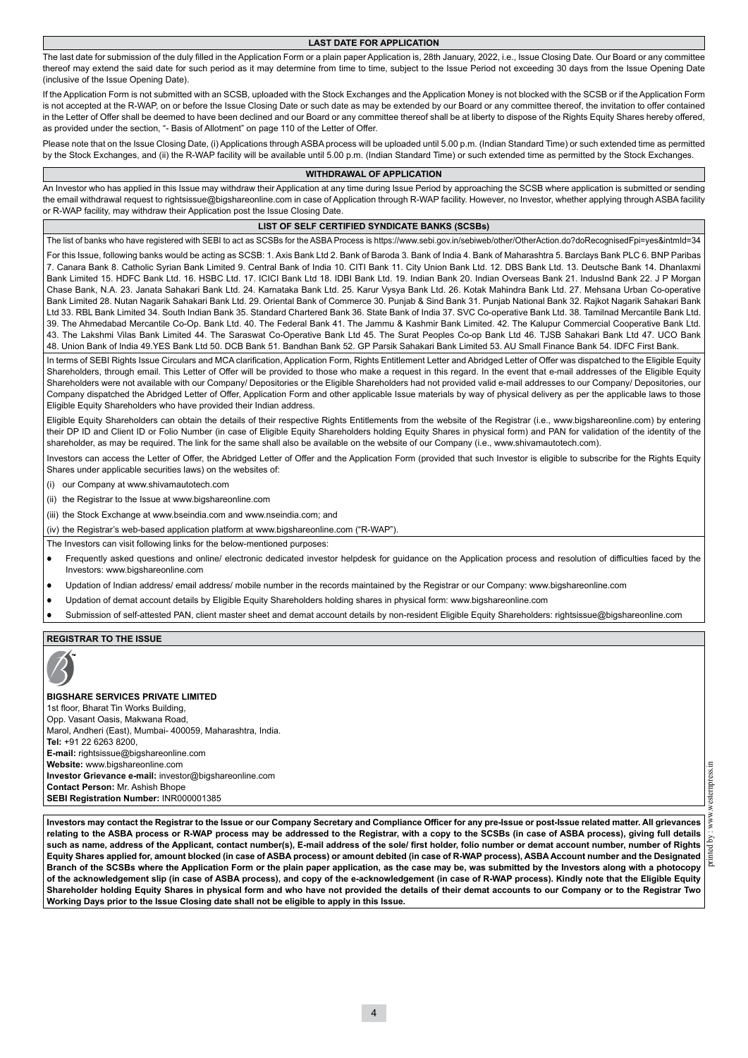## LAST DATE FOR APPLICATION

The last date for submission of the duly filled in the Application Form or a plain paper Application is, 28th January, 2022, i.e., Issue Closing Date. Our Board or any committee thereof may extend the said date for such period as it may determine from time to time, subject to the Issue Period not exceeding 30 days from the Issue Opening Date (inclusive of the Issue Opening Date).

If the Application Form is not submitted with an SCSB, uploaded with the Stock Exchanges and the Application Money is not blocked with the SCSB or if the Application Form is not accepted at the R-WAP, on or before the Issue Closing Date or such date as may be extended by our Board or any committee thereof, the invitation to offer contained in the Letter of Offer shall be deemed to have been declined and our Board or any committee thereof shall be at liberty to dispose of the Rights Equity Shares hereby offered, as provided under the section, "- Basis of Allotment" on page 110 of the Letter of Offer.

Please note that on the Issue Closing Date, (i) Applications through ASBA process will be uploaded until 5.00 p.m. (Indian Standard Time) or such extended time as permitted by the Stock Exchanges, and (ii) the R-WAP facility will be available until 5.00 p.m. (Indian Standard Time) or such extended time as permitted by the Stock Exchanges.

## WITHDRAWAL OF APPLICATION

An Investor who has applied in this Issue may withdraw their Application at any time during Issue Period by approaching the SCSB where application is submitted or sending the email withdrawal request to rightsissue@bigshareonline.com in case of Application through R-WAP facility. However, no Investor, whether applying through ASBA facility or R-WAP facility, may withdraw their Application post the Issue Closing Date.

## LIST OF SELF CERTIFIED SYNDICATE BANKS (SCSBs)

The list of banks who have registered with SEBI to act as SCSBs for the ASBA Process is https://www.sebi.gov.in/sebiweb/other/OtherAction.do?doRecognisedFpi=yes&intmId=34

For this Issue, following banks would be acting as SCSB: 1. Axis Bank Ltd 2. Bank of Baroda 3. Bank of India 4. Bank of Maharashtra 5. Barclays Bank PLC 6. BNP Paribas 7. Canara Bank 8. Catholic Syrian Bank Limited 9. Central Bank of India 10. CITI Bank 11. City Union Bank Ltd. 12. DBS Bank Ltd. 13. Deutsche Bank 14. Dhanlaxmi Bank Limited 15. HDFC Bank Ltd. 16. HSBC Ltd. 17. ICICI Bank Ltd 18. IDBI Bank Ltd. 19. Indian Bank 20. Indian Overseas Bank 21. IndusInd Bank 22. J P Morgan Chase Bank, N.A. 23. Janata Sahakari Bank Ltd. 24. Karnataka Bank Ltd. 25. Karur Vysya Bank Ltd. 26. Kotak Mahindra Bank Ltd. 27. Mehsana Urban Co-operative Bank Limited 28. Nutan Nagarik Sahakari Bank Ltd. 29. Oriental Bank of Commerce 30. Punjab & Sind Bank 31. Punjab National Bank 32. Rajkot Nagarik Sahakari Bank Ltd 33. RBL Bank Limited 34. South Indian Bank 35. Standard Chartered Bank 36. State Bank of India 37. SVC Co-operative Bank Ltd. 38. Tamilnad Mercantile Bank Ltd. 39. The Ahmedabad Mercantile Co-Op. Bank Ltd. 40. The Federal Bank 41. The Jammu & Kashmir Bank Limited. 42. The Kalupur Commercial Cooperative Bank Ltd. 43. The Lakshmi Vilas Bank Limited 44. The Saraswat Co-Operative Bank Ltd 45. The Surat Peoples Co-op Bank Ltd 46. TJSB Sahakari Bank Ltd 47. UCO Bank 48. Union Bank of India 49.YES Bank Ltd 50. DCB Bank 51. Bandhan Bank 52. GP Parsik Sahakari Bank Limited 53. AU Small Finance Bank 54. IDFC First Bank.

In terms of SEBI Rights Issue Circulars and MCA clarification, Application Form, Rights Entitlement Letter and Abridged Letter of Offer was dispatched to the Eligible Equity Shareholders, through email. This Letter of Offer will be provided to those who make a request in this regard. In the event that e-mail addresses of the Eligible Equity Shareholders were not available with our Company/ Depositories or the Eligible Shareholders had not provided valid e-mail addresses to our Company/ Depositories, our Company dispatched the Abridged Letter of Offer, Application Form and other applicable Issue materials by way of physical delivery as per the applicable laws to those Eligible Equity Shareholders who have provided their Indian address.

Eligible Equity Shareholders can obtain the details of their respective Rights Entitlements from the website of the Registrar (i.e., www.bigshareonline.com) by entering their DP ID and Client ID or Folio Number (in case of Eligible Equity Shareholders holding Equity Shares in physical form) and PAN for validation of the identity of the shareholder, as may be required. The link for the same shall also be available on the website of our Company (i.e., www.shivamautotech.com).

Investors can access the Letter of Offer, the Abridged Letter of Offer and the Application Form (provided that such Investor is eligible to subscribe for the Rights Equity Shares under applicable securities laws) on the websites of:

(i) our Company at www.shivamautotech.com

(ii) the Registrar to the Issue at www.bigshareonline.com

(iii) the Stock Exchange at www.bseindia.com and www.nseindia.com; and

(iv) the Registrar's web-based application platform at www.bigshareonline.com ("R-WAP").

The Investors can visit following links for the below-mentioned purposes:

- Frequently asked questions and online/ electronic dedicated investor helpdesk for guidance on the Application process and resolution of difficulties faced by the Investors: www.bigshareonline.com
- Updation of Indian address/ email address/ mobile number in the records maintained by the Registrar or our Company: www.bigshareonline.com
- Updation of demat account details by Eligible Equity Shareholders holding shares in physical form: www.bigshareonline.com
- Submission of self-attested PAN, client master sheet and demat account details by non-resident Eligible Equity Shareholders: rightsissue@bigshareonline.com

## REGISTRAR TO THE ISSUE

**BIGSHARE SERVICES PRIVATE LIMITED**
1st floor, Bharat Tin Works Building,
Opp. Vasant Oasis, Makwana Road,
Marol, Andheri (East), Mumbai- 400059, Maharashtra, India.
**Tel:** +91 22 6263 8200,
**E-mail:** rightsissue@bigshareonline.com
**Website:** www.bigshareonline.com
**Investor Grievance e-mail:** investor@bigshareonline.com
**Contact Person:** Mr. Ashish Bhope
**SEBI Registration Number:** INR000001385

**Investors may contact the Registrar to the Issue or our Company Secretary and Compliance Officer for any pre-Issue or post-Issue related matter. All grievances relating to the ASBA process or R-WAP process may be addressed to the Registrar, with a copy to the SCSBs (in case of ASBA process), giving full details such as name, address of the Applicant, contact number(s), E-mail address of the sole/ first holder, folio number or demat account number, number of Rights Equity Shares applied for, amount blocked (in case of ASBA process) or amount debited (in case of R-WAP process), ASBA Account number and the Designated Branch of the SCSBs where the Application Form or the plain paper application, as the case may be, was submitted by the Investors along with a photocopy of the acknowledgement slip (in case of ASBA process), and copy of the e-acknowledgement (in case of R-WAP process). Kindly note that the Eligible Equity Shareholder holding Equity Shares in physical form and who have not provided the details of their demat accounts to our Company or to the Registrar Two Working Days prior to the Issue Closing date shall not be eligible to apply in this Issue.**